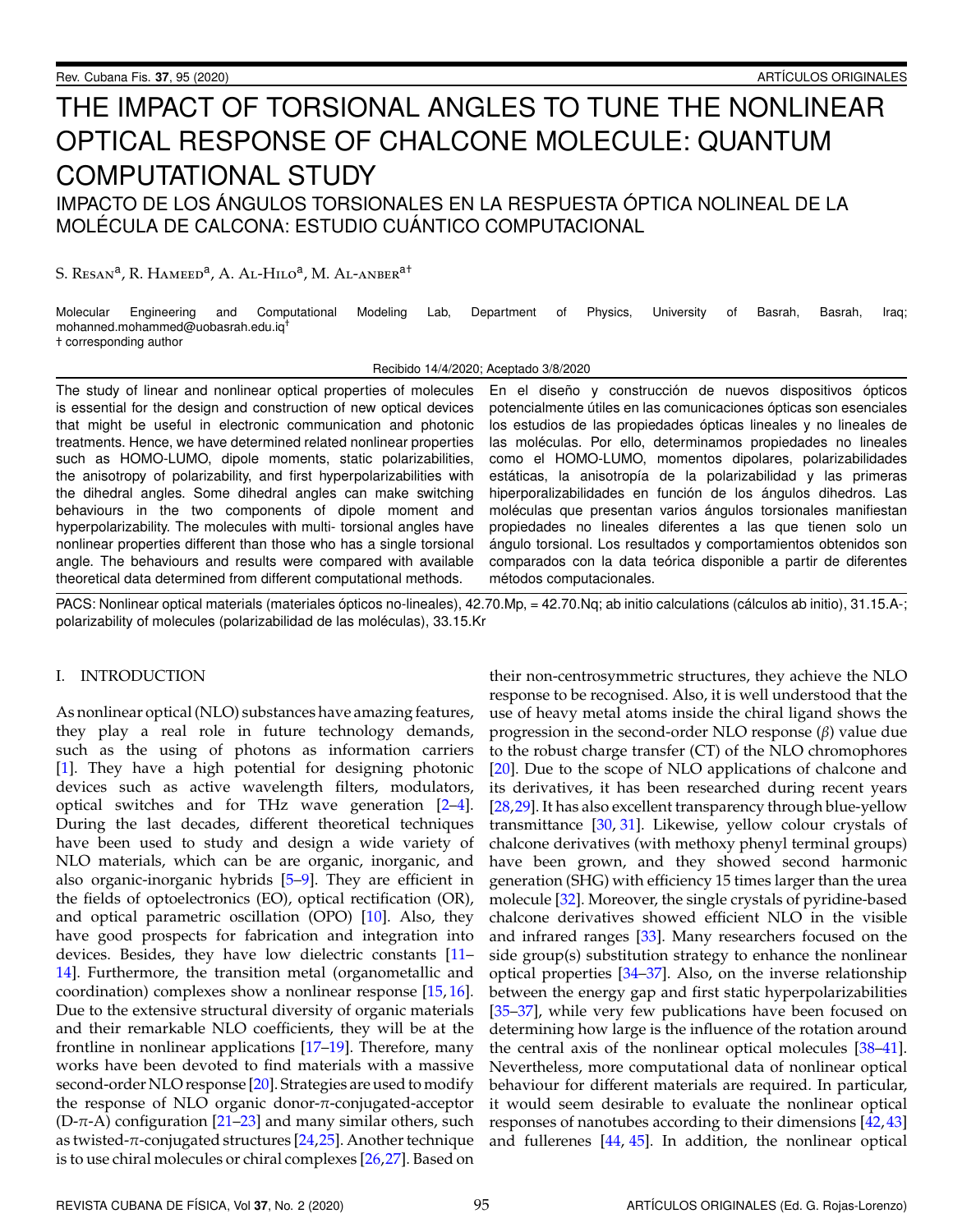# THE IMPACT OF TORSIONAL ANGLES TO TUNE THE NONLINEAR OPTICAL RESPONSE OF CHALCONE MOLECULE: QUANTUM COMPUTATIONAL STUDY

## IMPACTO DE LOS ÁNGULOS TORSIONALES EN LA RESPUESTA ÓPTICA NOLINEAL DE LA MOLÉCULA DE CALCONA: ESTUDIO CUÁNTICO COMPUTACIONAL

S. Resan[a], R. Hameed[a], A. Al-Hilo[a], M. Al-anber[a†]

Molecular Engineering and Computational Modeling Lab, Department of Physics, University of Basrah, Basrah, Iraq; mohanned.mohammed@uobasrah.edu.iq[†]
† corresponding author

Recibido 14/4/2020; Aceptado 3/8/2020

The study of linear and nonlinear optical properties of molecules is essential for the design and construction of new optical devices that might be useful in electronic communication and photonic treatments. Hence, we have determined related nonlinear properties such as HOMO-LUMO, dipole moments, static polarizabilities, the anisotropy of polarizability, and first hyperpolarizabilities with the dihedral angles. Some dihedral angles can make switching behaviours in the two components of dipole moment and hyperpolarizability. The molecules with multi- torsional angles have nonlinear properties different than those who has a single torsional angle. The behaviours and results were compared with available theoretical data determined from different computational methods.

En el diseño y construcción de nuevos dispositivos ópticos potencialmente útiles en las comunicaciones ópticas son esenciales los estudios de las propiedades ópticas lineales y no lineales de las moléculas. Por ello, determinamos propiedades no lineales como el HOMO-LUMO, momentos dipolares, polarizabilidades estáticas, la anisotropía de la polarizabilidad y las primeras hiperporalizabilidades en función de los ángulos dihedros. Las moléculas que presentan varios ángulos torsionales manifiestan propiedades no lineales diferentes a las que tienen solo un ángulo torsional. Los resultados y comportamientos obtenidos son comparados con la data teórica disponible a partir de diferentes métodos computacionales.

PACS: Nonlinear optical materials (materiales ópticos no-lineales), 42.70.Mp, = 42.70.Nq; ab initio calculations (cálculos ab initio), 31.15.A-; polarizability of molecules (polarizabilidad de las moléculas), 33.15.Kr

## I. INTRODUCTION

As nonlinear optical (NLO) substances have amazing features, they play a real role in future technology demands, such as the using of photons as information carriers [1]. They have a high potential for designing photonic devices such as active wavelength filters, modulators, optical switches and for THz wave generation [2–4]. During the last decades, different theoretical techniques have been used to study and design a wide variety of NLO materials, which can be are organic, inorganic, and also organic-inorganic hybrids [5–9]. They are efficient in the fields of optoelectronics (EO), optical rectification (OR), and optical parametric oscillation (OPO) [10]. Also, they have good prospects for fabrication and integration into devices. Besides, they have low dielectric constants [11–14]. Furthermore, the transition metal (organometallic and coordination) complexes show a nonlinear response [15, 16]. Due to the extensive structural diversity of organic materials and their remarkable NLO coefficients, they will be at the frontline in nonlinear applications [17–19]. Therefore, many works have been devoted to find materials with a massive second-order NLO response [20]. Strategies are used to modify the response of NLO organic donor-$\pi$-conjugated-acceptor (D-$\pi$-A) configuration [21–23] and many similar others, such as twisted-$\pi$-conjugated structures [24,25]. Another technique is to use chiral molecules or chiral complexes [26,27]. Based on their non-centrosymmetric structures, they achieve the NLO response to be recognised. Also, it is well understood that the use of heavy metal atoms inside the chiral ligand shows the progression in the second-order NLO response ($\beta$) value due to the robust charge transfer (CT) of the NLO chromophores [20]. Due to the scope of NLO applications of chalcone and its derivatives, it has been researched during recent years [28,29]. It has also excellent transparency through blue-yellow transmittance [30, 31]. Likewise, yellow colour crystals of chalcone derivatives (with methoxy phenyl terminal groups) have been grown, and they showed second harmonic generation (SHG) with efficiency 15 times larger than the urea molecule [32]. Moreover, the single crystals of pyridine-based chalcone derivatives showed efficient NLO in the visible and infrared ranges [33]. Many researchers focused on the side group(s) substitution strategy to enhance the nonlinear optical properties [34–37]. Also, on the inverse relationship between the energy gap and first static hyperpolarizabilities [35–37], while very few publications have been focused on determining how large is the influence of the rotation around the central axis of the nonlinear optical molecules [38–41]. Nevertheless, more computational data of nonlinear optical behaviour for different materials are required. In particular, it would seem desirable to evaluate the nonlinear optical responses of nanotubes according to their dimensions [42,43] and fullerenes [44, 45]. In addition, the nonlinear optical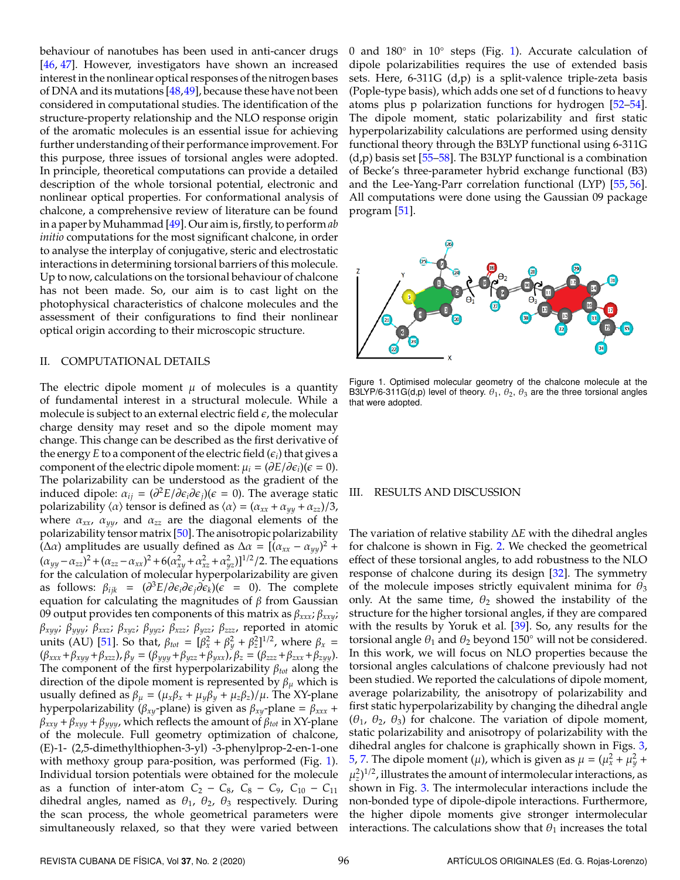behaviour of nanotubes has been used in anti-cancer drugs [46, 47]. However, investigators have shown an increased interest in the nonlinear optical responses of the nitrogen bases of DNA and its mutations [48,49], because these have not been considered in computational studies. The identification of the structure-property relationship and the NLO response origin of the aromatic molecules is an essential issue for achieving further understanding of their performance improvement. For this purpose, three issues of torsional angles were adopted. In principle, theoretical computations can provide a detailed description of the whole torsional potential, electronic and nonlinear optical properties. For conformational analysis of chalcone, a comprehensive review of literature can be found in a paper by Muhammad [49]. Our aim is, firstly, to perform *ab initio* computations for the most significant chalcone, in order to analyse the interplay of conjugative, steric and electrostatic interactions in determining torsional barriers of this molecule. Up to now, calculations on the torsional behaviour of chalcone has not been made. So, our aim is to cast light on the photophysical characteristics of chalcone molecules and the assessment of their configurations to find their nonlinear optical origin according to their microscopic structure.

## II. COMPUTATIONAL DETAILS

The electric dipole moment $\mu$ of molecules is a quantity of fundamental interest in a structural molecule. While a molecule is subject to an external electric field $\epsilon$, the molecular charge density may reset and so the dipole moment may change. This change can be described as the first derivative of the energy $E$ to a component of the electric field ($\epsilon_i$) that gives a component of the electric dipole moment: $\mu_i = (\partial E/\partial \epsilon_i)(\epsilon = 0)$. The polarizability can be understood as the gradient of the induced dipole: $\alpha_{ij} = (\partial^2 E/\partial \epsilon_i \partial \epsilon_j)(\epsilon = 0)$. The average static polarizability $\langle \alpha \rangle$ tensor is defined as $\langle \alpha \rangle = (\alpha_{xx} + \alpha_{yy} + \alpha_{zz})/3$, where $\alpha_{xx}$, $\alpha_{yy}$, and $\alpha_{zz}$ are the diagonal elements of the polarizability tensor matrix [50]. The anisotropic polarizability ($\Delta\alpha$) amplitudes are usually defined as $\Delta\alpha = [(\alpha_{xx} - \alpha_{yy})^2 + (\alpha_{yy} - \alpha_{zz})^2 + (\alpha_{zz} - \alpha_{xx})^2 + 6(\alpha_{xy}^2 + \alpha_{xz}^2 + \alpha_{yz}^2)]^{1/2}/2$. The equations for the calculation of molecular hyperpolarizability are given as follows: $\beta_{ijk} = (\partial^3 E/\partial \epsilon_i \partial \epsilon_j \partial \epsilon_k)(\epsilon = 0)$. The complete equation for calculating the magnitudes of $\beta$ from Gaussian 09 output provides ten components of this matrix as $\beta_{xxx}$; $\beta_{xxy}$; $\beta_{xyy}$; $\beta_{yyy}$; $\beta_{xxz}$; $\beta_{xyz}$; $\beta_{yyz}$; $\beta_{xzz}$; $\beta_{yzz}$; $\beta_{zzz}$, reported in atomic units (AU) [51]. So that, $\beta_{tot} = [\beta_x^2 + \beta_y^2 + \beta_z^2]^{1/2}$, where $\beta_x = (\beta_{xxx} + \beta_{xyy} + \beta_{xzz})$, $\beta_y = (\beta_{yyy} + \beta_{yzz} + \beta_{yxx})$, $\beta_z = (\beta_{zzz} + \beta_{zxx} + \beta_{zyy})$. The component of the first hyperpolarizability $\beta_{tot}$ along the direction of the dipole moment is represented by $\beta_\mu$ which is usually defined as $\beta_\mu = (\mu_x\beta_x + \mu_y\beta_y + \mu_z\beta_z)/\mu$. The XY-plane hyperpolarizability ($\beta_{xy}$-plane) is given as $\beta_{xy}$-plane $= \beta_{xxx} + \beta_{xxy} + \beta_{xyy} + \beta_{yyy}$, which reflects the amount of $\beta_{tot}$ in XY-plane of the molecule. Full geometry optimization of chalcone, (E)-1- (2,5-dimethylthiophen-3-yl) -3-phenylprop-2-en-1-one with methoxy group para-position, was performed (Fig. 1). Individual torsion potentials were obtained for the molecule as a function of inter-atom $C_2 - C_8$, $C_8 - C_9$, $C_{10} - C_{11}$ dihedral angles, named as $\theta_1$, $\theta_2$, $\theta_3$ respectively. During the scan process, the whole geometrical parameters were simultaneously relaxed, so that they were varied between 0 and 180° in 10° steps (Fig. 1). Accurate calculation of dipole polarizabilities requires the use of extended basis sets. Here, 6-311G (d,p) is a split-valence triple-zeta basis (Pople-type basis), which adds one set of d functions to heavy atoms plus p polarization functions for hydrogen [52–54]. The dipole moment, static polarizability and first static hyperpolarizability calculations are performed using density functional theory through the B3LYP functional using 6-311G (d,p) basis set [55–58]. The B3LYP functional is a combination of Becke's three-parameter hybrid exchange functional (B3) and the Lee-Yang-Parr correlation functional (LYP) [55, 56]. All computations were done using the Gaussian 09 package program [51].

Figure 1. Optimised molecular geometry of the chalcone molecule at the B3LYP/6-311G(d,p) level of theory. $\theta_1$, $\theta_2$, $\theta_3$ are the three torsional angles that were adopted.

## III. RESULTS AND DISCUSSION

The variation of relative stability $\Delta E$ with the dihedral angles for chalcone is shown in Fig. 2. We checked the geometrical effect of these torsional angles, to add robustness to the NLO response of chalcone during its design [32]. The symmetry of the molecule imposes strictly equivalent minima for $\theta_3$ only. At the same time, $\theta_2$ showed the instability of the structure for the higher torsional angles, if they are compared with the results by Yoruk et al. [39]. So, any results for the torsional angle $\theta_1$ and $\theta_2$ beyond 150° will not be considered. In this work, we will focus on NLO properties because the torsional angles calculations of chalcone previously had not been studied. We reported the calculations of dipole moment, average polarizability, the anisotropy of polarizability and first static hyperpolarizability by changing the dihedral angle ($\theta_1$, $\theta_2$, $\theta_3$) for chalcone. The variation of dipole moment, static polarizability and anisotropy of polarizability with the dihedral angles for chalcone is graphically shown in Figs. 3, 5, 7. The dipole moment ($\mu$), which is given as $\mu = (\mu_x^2 + \mu_y^2 + \mu_z^2)^{1/2}$, illustrates the amount of intermolecular interactions, as shown in Fig. 3. The intermolecular interactions include the non-bonded type of dipole-dipole interactions. Furthermore, the higher dipole moments give stronger intermolecular interactions. The calculations show that $\theta_1$ increases the total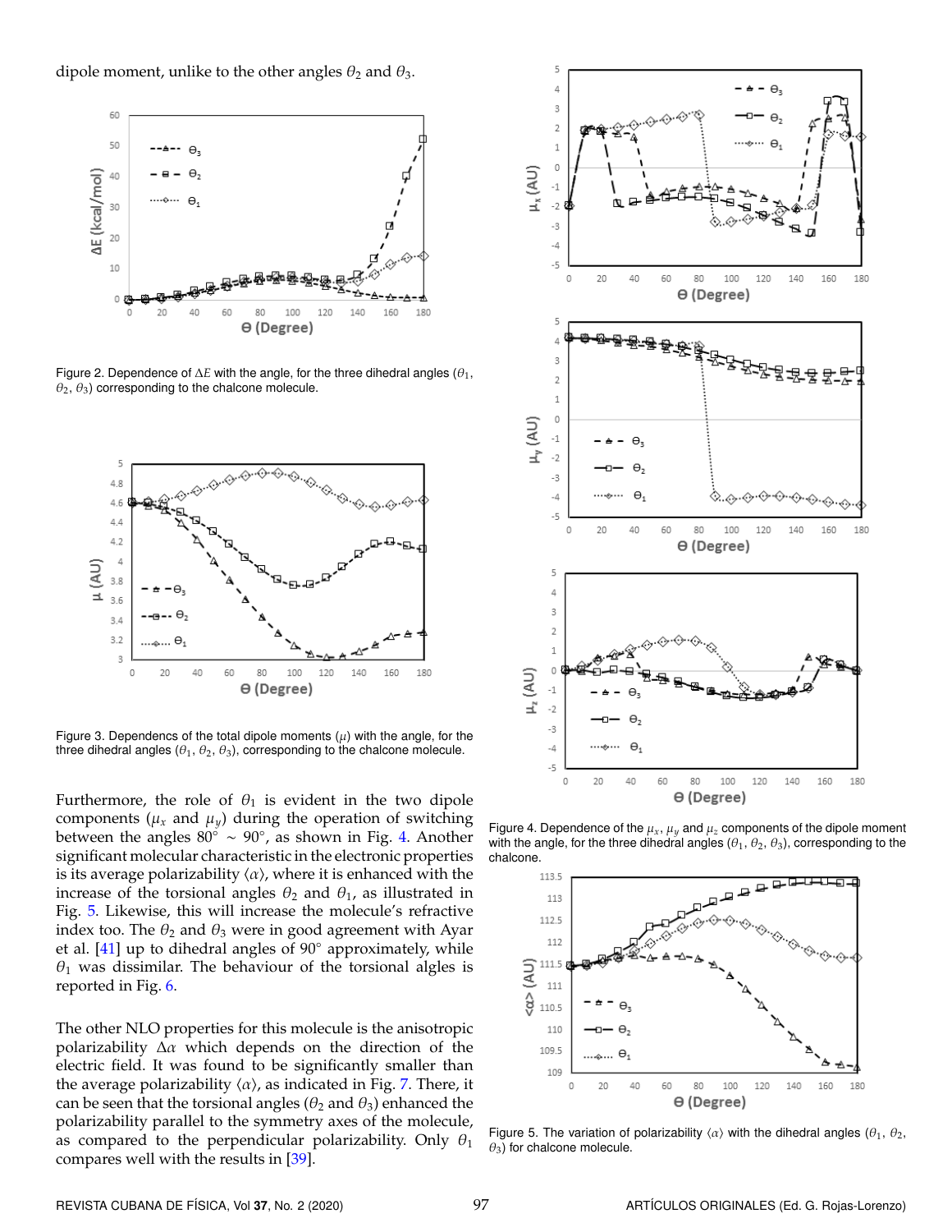dipole moment, unlike to the other angles $\theta_2$ and $\theta_3$.

60
50
40
30
20
10
0
ΔE (kcal/mol)
θ3
θ2
θ1
0 20 40 60 80 100 120 140 160 180
Θ (Degree)

Figure 2. Dependence of $\Delta E$ with the angle, for the three dihedral angles ($\theta_1$, $\theta_2$, $\theta_3$) corresponding to the chalcone molecule.

5
4.8
4.6
4.4
4.2
4
3.8
3.6
3.4
3.2
3
μ (AU)
θ3
θ2
θ1
0 20 40 60 80 100 120 140 160 180
Θ (Degree)

Figure 3. Dependencs of the total dipole moments ($\mu$) with the angle, for the three dihedral angles ($\theta_1$, $\theta_2$, $\theta_3$), corresponding to the chalcone molecule.

Furthermore, the role of $\theta_1$ is evident in the two dipole components ($\mu_x$ and $\mu_y$) during the operation of switching between the angles $80^\circ \sim 90^\circ$, as shown in Fig. 4. Another significant molecular characteristic in the electronic properties is its average polarizability $\langle\alpha\rangle$, where it is enhanced with the increase of the torsional angles $\theta_2$ and $\theta_1$, as illustrated in Fig. 5. Likewise, this will increase the molecule's refractive index too. The $\theta_2$ and $\theta_3$ were in good agreement with Ayar et al. [41] up to dihedral angles of $90^\circ$ approximately, while $\theta_1$ was dissimilar. The behaviour of the torsional algles is reported in Fig. 6.

The other NLO properties for this molecule is the anisotropic polarizability $\Delta\alpha$ which depends on the direction of the electric field. It was found to be significantly smaller than the average polarizability $\langle\alpha\rangle$, as indicated in Fig. 7. There, it can be seen that the torsional angles ($\theta_2$ and $\theta_3$) enhanced the polarizability parallel to the symmetry axes of the molecule, as compared to the perpendicular polarizability. Only $\theta_1$ compares well with the results in [39].

5
4
3
2
1
0
-1
-2
-3
-4
-5
μx (AU)
θ3
θ2
θ1
0 20 40 60 80 100 120 140 160 180
Θ (Degree)

5
4
3
2
1
0
-1
-2
-3
-4
-5
μy (AU)
θ3
θ2
θ1
0 20 40 60 80 100 120 140 160 180
Θ (Degree)

5
4
3
2
1
0
-1
-2
-3
-4
-5
μz (AU)
θ3
θ2
θ1
0 20 40 60 80 100 120 140 160 180
Θ (Degree)

Figure 4. Dependence of the $\mu_x$, $\mu_y$ and $\mu_z$ components of the dipole moment with the angle, for the three dihedral angles ($\theta_1$, $\theta_2$, $\theta_3$), corresponding to the chalcone.

113.5
113
112.5
112
111.5
111
110.5
110
109.5
109
<α> (AU)
θ3
θ2
θ1
0 20 40 60 80 100 120 140 160 180
Θ (Degree)

Figure 5. The variation of polarizability $\langle\alpha\rangle$ with the dihedral angles ($\theta_1$, $\theta_2$, $\theta_3$) for chalcone molecule.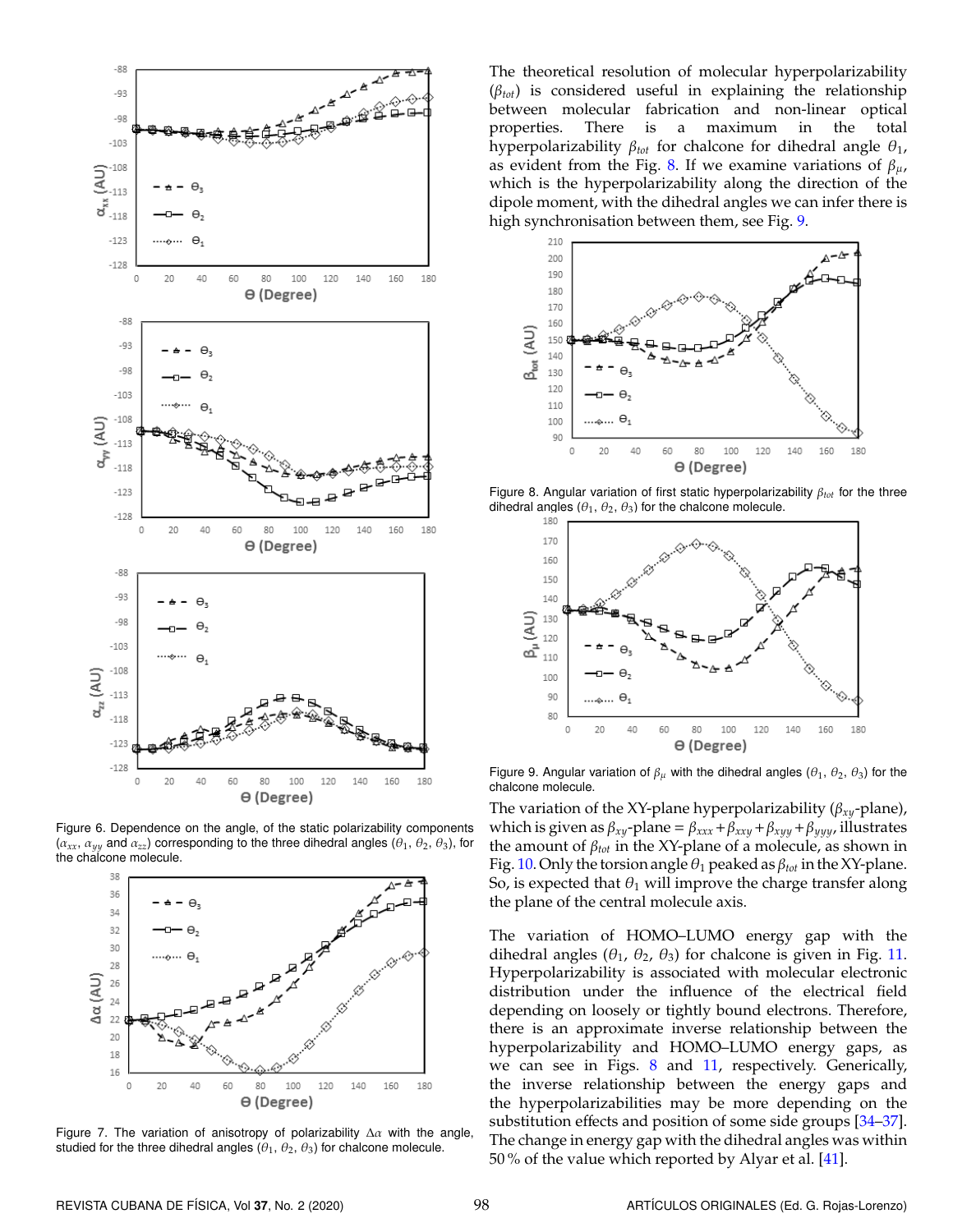-88
-93
-98
-103
-108
-113
-118
-123
-128

$\alpha_{xx}$ (AU)

$\Theta_3$
$\Theta_2$
$\Theta_1$

0 20 40 60 80 100 120 140 160 180

Θ (Degree)

-88
-93
-98
-103
-108
-113
-118
-123
-128

$\alpha_{yy}$ (AU)

$\Theta_3$
$\Theta_2$
$\Theta_1$

0 20 40 60 80 100 120 140 160 180

Θ (Degree)

-88
-93
-98
-103
-108
-113
-118
-123
-128

$\alpha_{zz}$ (AU)

$\Theta_3$
$\Theta_2$
$\Theta_1$

0 20 40 60 80 100 120 140 160 180

Θ (Degree)

Figure 6. Dependence on the angle, of the static polarizability components ($\alpha_{xx}$, $\alpha_{yy}$ and $\alpha_{zz}$) corresponding to the three dihedral angles ($\theta_1$, $\theta_2$, $\theta_3$), for the chalcone molecule.

38
36
34
32
30
28
26
24
22
20
18
16

Δα (AU)

$\Theta_3$
$\Theta_2$
$\Theta_1$

0 20 40 60 80 100 120 140 160 180

Θ (Degree)

Figure 7. The variation of anisotropy of polarizability $\Delta\alpha$ with the angle, studied for the three dihedral angles ($\theta_1$, $\theta_2$, $\theta_3$) for chalcone molecule.

The theoretical resolution of molecular hyperpolarizability ($\beta_{tot}$) is considered useful in explaining the relationship between molecular fabrication and non-linear optical properties. There is a maximum in the total hyperpolarizability $\beta_{tot}$ for chalcone for dihedral angle $\theta_1$, as evident from the Fig. 8. If we examine variations of $\beta_\mu$, which is the hyperpolarizability along the direction of the dipole moment, with the dihedral angles we can infer there is high synchronisation between them, see Fig. 9.

210
200
190
180
170
160
150
140
130
120
110
100
90

$\beta_{tot}$ (AU)

$\Theta_3$
$\Theta_2$
$\Theta_1$

0 20 40 60 80 100 120 140 160 180

Θ (Degree)

Figure 8. Angular variation of first static hyperpolarizability $\beta_{tot}$ for the three dihedral angles ($\theta_1$, $\theta_2$, $\theta_3$) for the chalcone molecule.

180
170
160
150
140
130
120
110
100
90
80

$\beta_\mu$ (AU)

$\Theta_3$
$\Theta_2$
$\Theta_1$

0 20 40 60 80 100 120 140 160 180

Θ (Degree)

Figure 9. Angular variation of $\beta_\mu$ with the dihedral angles ($\theta_1$, $\theta_2$, $\theta_3$) for the chalcone molecule.

The variation of the XY-plane hyperpolarizability ($\beta_{xy}$-plane), which is given as $\beta_{xy}$-plane = $\beta_{xxx} + \beta_{xxy} + \beta_{xyy} + \beta_{yyy}$, illustrates the amount of $\beta_{tot}$ in the XY-plane of a molecule, as shown in Fig. 10. Only the torsion angle $\theta_1$ peaked as $\beta_{tot}$ in the XY-plane. So, is expected that $\theta_1$ will improve the charge transfer along the plane of the central molecule axis.

The variation of HOMO–LUMO energy gap with the dihedral angles ($\theta_1$, $\theta_2$, $\theta_3$) for chalcone is given in Fig. 11. Hyperpolarizability is associated with molecular electronic distribution under the influence of the electrical field depending on loosely or tightly bound electrons. Therefore, there is an approximate inverse relationship between the hyperpolarizability and HOMO–LUMO energy gaps, as we can see in Figs. 8 and 11, respectively. Generically, the inverse relationship between the energy gaps and the hyperpolarizabilities may be more depending on the substitution effects and position of some side groups [34–37]. The change in energy gap with the dihedral angles was within 50 % of the value which reported by Alyar et al. [41].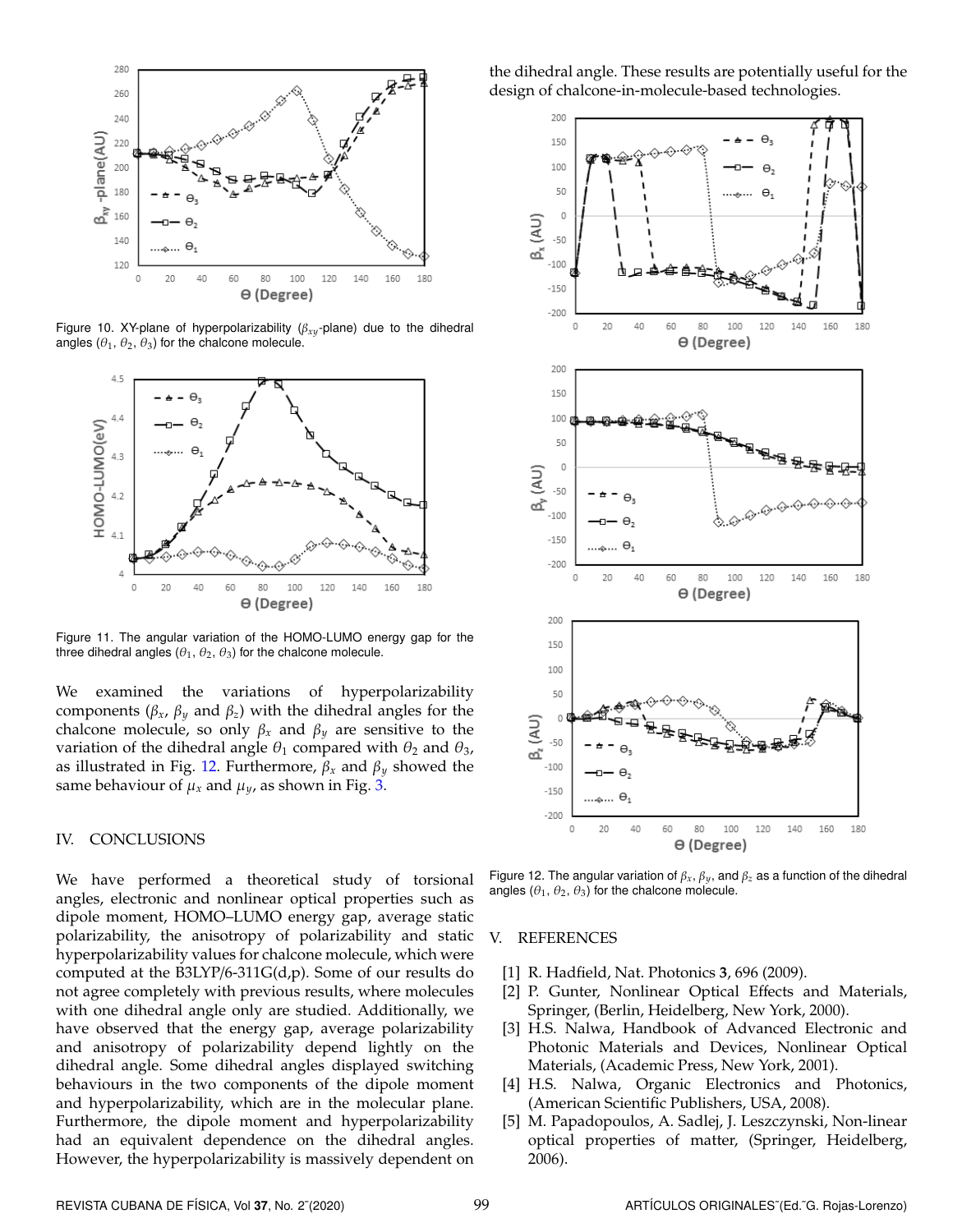280
260
240
220
200
180
160
140
120
$\beta_{xy}$ -plane(AU)
0 20 40 60 80 100 120 140 160 180
Θ (Degree)
Θ3
Θ2
Θ1

Figure 10. XY-plane of hyperpolarizability ($\beta_{xy}$-plane) due to the dihedral angles ($\theta_1$, $\theta_2$, $\theta_3$) for the chalcone molecule.

4.5
4.4
4.3
4.2
4.1
4
HOMO-LUMO(eV)
0 20 40 60 80 100 120 140 160 180
Θ (Degree)
Θ3
Θ2
Θ1

Figure 11. The angular variation of the HOMO-LUMO energy gap for the three dihedral angles ($\theta_1$, $\theta_2$, $\theta_3$) for the chalcone molecule.

We examined the variations of hyperpolarizability components ($\beta_x$, $\beta_y$ and $\beta_z$) with the dihedral angles for the chalcone molecule, so only $\beta_x$ and $\beta_y$ are sensitive to the variation of the dihedral angle $\theta_1$ compared with $\theta_2$ and $\theta_3$, as illustrated in Fig. 12. Furthermore, $\beta_x$ and $\beta_y$ showed the same behaviour of $\mu_x$ and $\mu_y$, as shown in Fig. 3.

## IV. CONCLUSIONS

We have performed a theoretical study of torsional angles, electronic and nonlinear optical properties such as dipole moment, HOMO–LUMO energy gap, average static polarizability, the anisotropy of polarizability and static hyperpolarizability values for chalcone molecule, which were computed at the B3LYP/6-311G(d,p). Some of our results do not agree completely with previous results, where molecules with one dihedral angle only are studied. Additionally, we have observed that the energy gap, average polarizability and anisotropy of polarizability depend lightly on the dihedral angle. Some dihedral angles displayed switching behaviours in the two components of the dipole moment and hyperpolarizability, which are in the molecular plane. Furthermore, the dipole moment and hyperpolarizability had an equivalent dependence on the dihedral angles. However, the hyperpolarizability is massively dependent on the dihedral angle. These results are potentially useful for the design of chalcone-in-molecule-based technologies.

200
150
100
50
0
-50
-100
-150
-200
$\beta_x$ (AU)
0 20 40 60 80 100 120 140 160 180
Θ (Degree)
Θ3
Θ2
Θ1

200
150
100
50
0
-50
-100
-150
-200
$\beta_y$ (AU)
0 20 40 60 80 100 120 140 160 180
Θ (Degree)
Θ3
Θ2
Θ1

200
150
100
50
0
-50
-100
-150
-200
$\beta_z$ (AU)
0 20 40 60 80 100 120 140 160 180
Θ (Degree)
Θ3
Θ2
Θ1

Figure 12. The angular variation of $\beta_x$, $\beta_y$, and $\beta_z$ as a function of the dihedral angles ($\theta_1$, $\theta_2$, $\theta_3$) for the chalcone molecule.

## V. REFERENCES

[1] R. Hadfield, Nat. Photonics **3**, 696 (2009).

[2] P. Gunter, Nonlinear Optical Effects and Materials, Springer, (Berlin, Heidelberg, New York, 2000).

[3] H.S. Nalwa, Handbook of Advanced Electronic and Photonic Materials and Devices, Nonlinear Optical Materials, (Academic Press, New York, 2001).

[4] H.S. Nalwa, Organic Electronics and Photonics, (American Scientific Publishers, USA, 2008).

[5] M. Papadopoulos, A. Sadlej, J. Leszczynski, Non-linear optical properties of matter, (Springer, Heidelberg, 2006).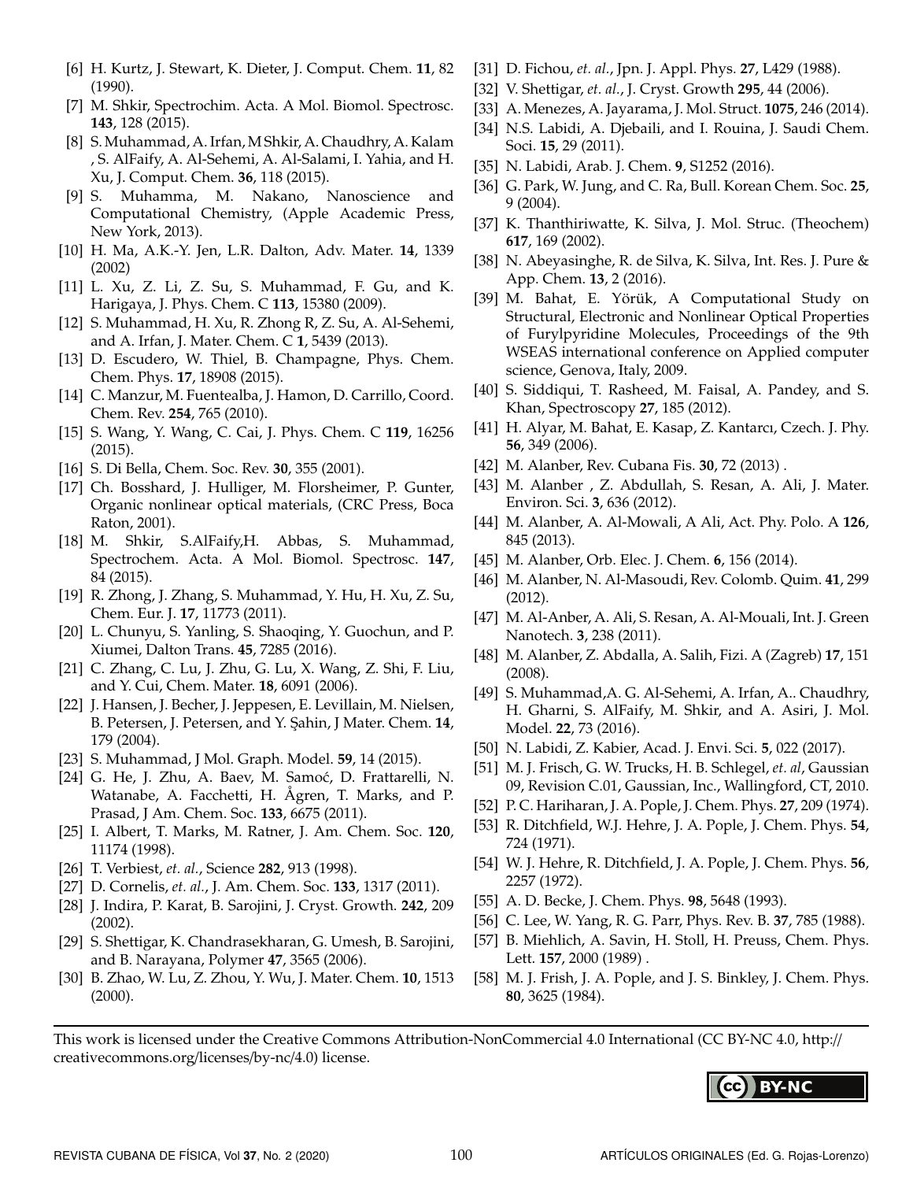[6] H. Kurtz, J. Stewart, K. Dieter, J. Comput. Chem. **11**, 82 (1990).

[7] M. Shkir, Spectrochim. Acta. A Mol. Biomol. Spectrosc. **143**, 128 (2015).

[8] S. Muhammad, A. Irfan, M Shkir, A. Chaudhry, A. Kalam , S. AlFaify, A. Al-Sehemi, A. Al-Salami, I. Yahia, and H. Xu, J. Comput. Chem. **36**, 118 (2015).

[9] S. Muhamma, M. Nakano, Nanoscience and Computational Chemistry, (Apple Academic Press, New York, 2013).

[10] H. Ma, A.K.-Y. Jen, L.R. Dalton, Adv. Mater. **14**, 1339 (2002)

[11] L. Xu, Z. Li, Z. Su, S. Muhammad, F. Gu, and K. Harigaya, J. Phys. Chem. C **113**, 15380 (2009).

[12] S. Muhammad, H. Xu, R. Zhong R, Z. Su, A. Al-Sehemi, and A. Irfan, J. Mater. Chem. C **1**, 5439 (2013).

[13] D. Escudero, W. Thiel, B. Champagne, Phys. Chem. Chem. Phys. **17**, 18908 (2015).

[14] C. Manzur, M. Fuentealba, J. Hamon, D. Carrillo, Coord. Chem. Rev. **254**, 765 (2010).

[15] S. Wang, Y. Wang, C. Cai, J. Phys. Chem. C **119**, 16256 (2015).

[16] S. Di Bella, Chem. Soc. Rev. **30**, 355 (2001).

[17] Ch. Bosshard, J. Hulliger, M. Florsheimer, P. Gunter, Organic nonlinear optical materials, (CRC Press, Boca Raton, 2001).

[18] M. Shkir, S.AlFaify,H. Abbas, S. Muhammad, Spectrochem. Acta. A Mol. Biomol. Spectrosc. **147**, 84 (2015).

[19] R. Zhong, J. Zhang, S. Muhammad, Y. Hu, H. Xu, Z. Su, Chem. Eur. J. **17**, 11773 (2011).

[20] L. Chunyu, S. Yanling, S. Shaoqing, Y. Guochun, and P. Xiumei, Dalton Trans. **45**, 7285 (2016).

[21] C. Zhang, C. Lu, J. Zhu, G. Lu, X. Wang, Z. Shi, F. Liu, and Y. Cui, Chem. Mater. **18**, 6091 (2006).

[22] J. Hansen, J. Becher, J. Jeppesen, E. Levillain, M. Nielsen, B. Petersen, J. Petersen, and Y. Şahin, J Mater. Chem. **14**, 179 (2004).

[23] S. Muhammad, J Mol. Graph. Model. **59**, 14 (2015).

[24] G. He, J. Zhu, A. Baev, M. Samoć, D. Frattarelli, N. Watanabe, A. Facchetti, H. Ågren, T. Marks, and P. Prasad, J Am. Chem. Soc. **133**, 6675 (2011).

[25] I. Albert, T. Marks, M. Ratner, J. Am. Chem. Soc. **120**, 11174 (1998).

[26] T. Verbiest, *et. al.*, Science **282**, 913 (1998).

[27] D. Cornelis, *et. al.*, J. Am. Chem. Soc. **133**, 1317 (2011).

[28] J. Indira, P. Karat, B. Sarojini, J. Cryst. Growth. **242**, 209 (2002).

[29] S. Shettigar, K. Chandrasekharan, G. Umesh, B. Sarojini, and B. Narayana, Polymer **47**, 3565 (2006).

[30] B. Zhao, W. Lu, Z. Zhou, Y. Wu, J. Mater. Chem. **10**, 1513 (2000).

[31] D. Fichou, *et. al.*, Jpn. J. Appl. Phys. **27**, L429 (1988).

[32] V. Shettigar, *et. al.*, J. Cryst. Growth **295**, 44 (2006).

[33] A. Menezes, A. Jayarama, J. Mol. Struct. **1075**, 246 (2014).

[34] N.S. Labidi, A. Djebaili, and I. Rouina, J. Saudi Chem. Soci. **15**, 29 (2011).

[35] N. Labidi, Arab. J. Chem. **9**, S1252 (2016).

[36] G. Park, W. Jung, and C. Ra, Bull. Korean Chem. Soc. **25**, 9 (2004).

[37] K. Thanthiriwatte, K. Silva, J. Mol. Struc. (Theochem) **617**, 169 (2002).

[38] N. Abeyasinghe, R. de Silva, K. Silva, Int. Res. J. Pure & App. Chem. **13**, 2 (2016).

[39] M. Bahat, E. Yörük, A Computational Study on Structural, Electronic and Nonlinear Optical Properties of Furylpyridine Molecules, Proceedings of the 9th WSEAS international conference on Applied computer science, Genova, Italy, 2009.

[40] S. Siddiqui, T. Rasheed, M. Faisal, A. Pandey, and S. Khan, Spectroscopy **27**, 185 (2012).

[41] H. Alyar, M. Bahat, E. Kasap, Z. Kantarcı, Czech. J. Phy. **56**, 349 (2006).

[42] M. Alanber, Rev. Cubana Fis. **30**, 72 (2013) .

[43] M. Alanber , Z. Abdullah, S. Resan, A. Ali, J. Mater. Environ. Sci. **3**, 636 (2012).

[44] M. Alanber, A. Al-Mowali, A Ali, Act. Phy. Polo. A **126**, 845 (2013).

[45] M. Alanber, Orb. Elec. J. Chem. **6**, 156 (2014).

[46] M. Alanber, N. Al-Masoudi, Rev. Colomb. Quim. **41**, 299 (2012).

[47] M. Al-Anber, A. Ali, S. Resan, A. Al-Mouali, Int. J. Green Nanotech. **3**, 238 (2011).

[48] M. Alanber, Z. Abdalla, A. Salih, Fizi. A (Zagreb) **17**, 151 (2008).

[49] S. Muhammad,A. G. Al-Sehemi, A. Irfan, A.. Chaudhry, H. Gharni, S. AlFaify, M. Shkir, and A. Asiri, J. Mol. Model. **22**, 73 (2016).

[50] N. Labidi, Z. Kabier, Acad. J. Envi. Sci. **5**, 022 (2017).

[51] M. J. Frisch, G. W. Trucks, H. B. Schlegel, *et. al*, Gaussian 09, Revision C.01, Gaussian, Inc., Wallingford, CT, 2010.

[52] P. C. Hariharan, J. A. Pople, J. Chem. Phys. **27**, 209 (1974).

[53] R. Ditchfield, W.J. Hehre, J. A. Pople, J. Chem. Phys. **54**, 724 (1971).

[54] W. J. Hehre, R. Ditchfield, J. A. Pople, J. Chem. Phys. **56**, 2257 (1972).

[55] A. D. Becke, J. Chem. Phys. **98**, 5648 (1993).

[56] C. Lee, W. Yang, R. G. Parr, Phys. Rev. B. **37**, 785 (1988).

[57] B. Miehlich, A. Savin, H. Stoll, H. Preuss, Chem. Phys. Lett. **157**, 2000 (1989) .

[58] M. J. Frish, J. A. Pople, and J. S. Binkley, J. Chem. Phys. **80**, 3625 (1984).

This work is licensed under the Creative Commons Attribution-NonCommercial 4.0 International (CC BY-NC 4.0, http://creativecommons.org/licenses/by-nc/4.0) license.